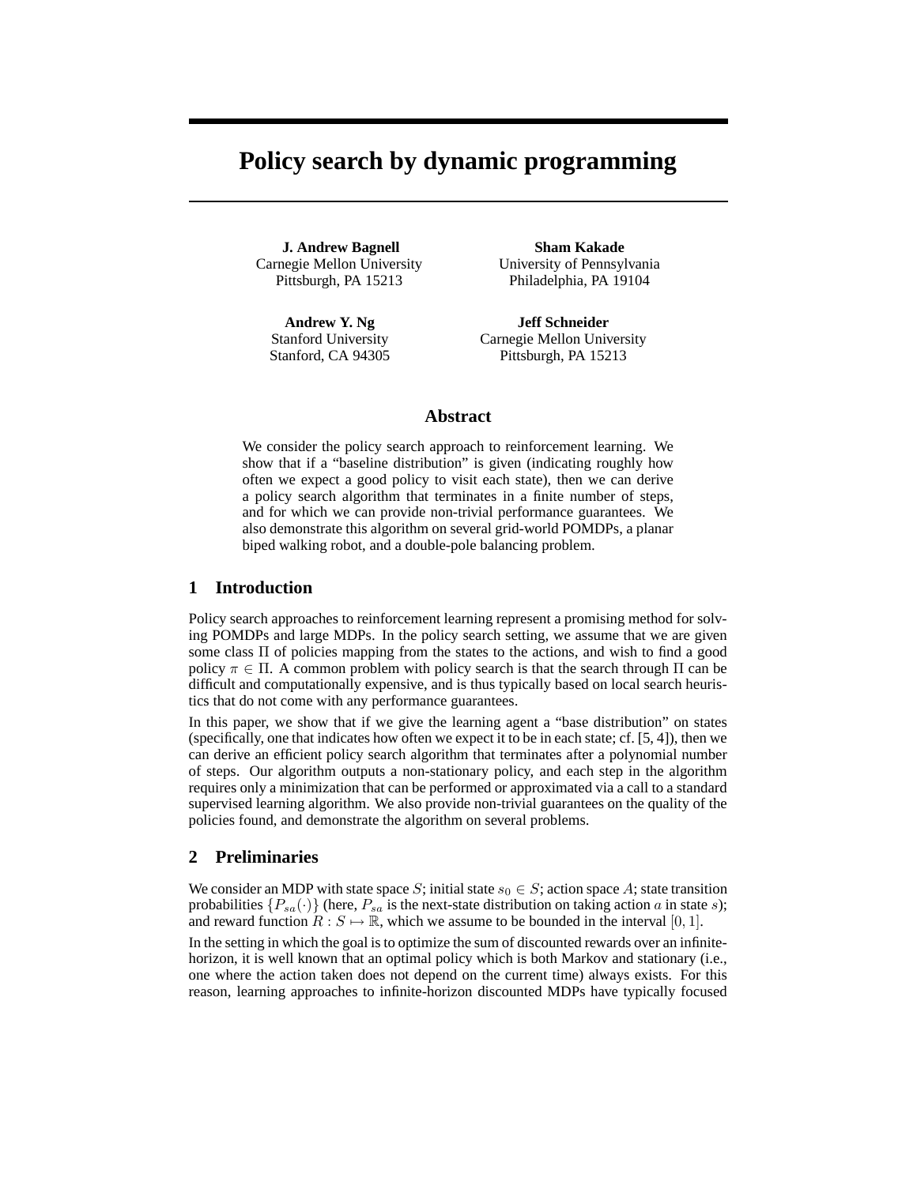# Policy search by dynamic programming

**J. Andrew Bagnell**
Carnegie Mellon University
Pittsburgh, PA 15213

**Sham Kakade**
University of Pennsylvania
Philadelphia, PA 19104

**Andrew Y. Ng**
Stanford University
Stanford, CA 94305

**Jeff Schneider**
Carnegie Mellon University
Pittsburgh, PA 15213

## Abstract

We consider the policy search approach to reinforcement learning. We show that if a "baseline distribution" is given (indicating roughly how often we expect a good policy to visit each state), then we can derive a policy search algorithm that terminates in a finite number of steps, and for which we can provide non-trivial performance guarantees. We also demonstrate this algorithm on several grid-world POMDPs, a planar biped walking robot, and a double-pole balancing problem.

## 1 Introduction

Policy search approaches to reinforcement learning represent a promising method for solving POMDPs and large MDPs. In the policy search setting, we assume that we are given some class $\Pi$ of policies mapping from the states to the actions, and wish to find a good policy $\pi \in \Pi$. A common problem with policy search is that the search through $\Pi$ can be difficult and computationally expensive, and is thus typically based on local search heuristics that do not come with any performance guarantees.

In this paper, we show that if we give the learning agent a "base distribution" on states (specifically, one that indicates how often we expect it to be in each state; cf. [5, 4]), then we can derive an efficient policy search algorithm that terminates after a polynomial number of steps. Our algorithm outputs a non-stationary policy, and each step in the algorithm requires only a minimization that can be performed or approximated via a call to a standard supervised learning algorithm. We also provide non-trivial guarantees on the quality of the policies found, and demonstrate the algorithm on several problems.

## 2 Preliminaries

We consider an MDP with state space $S$; initial state $s_0 \in S$; action space $A$; state transition probabilities $\{P_{sa}(\cdot)\}$ (here, $P_{sa}$ is the next-state distribution on taking action $a$ in state $s$); and reward function $R : S \mapsto \mathbb{R}$, which we assume to be bounded in the interval $[0, 1]$.

In the setting in which the goal is to optimize the sum of discounted rewards over an infinite-horizon, it is well known that an optimal policy which is both Markov and stationary (i.e., one where the action taken does not depend on the current time) always exists. For this reason, learning approaches to infinite-horizon discounted MDPs have typically focused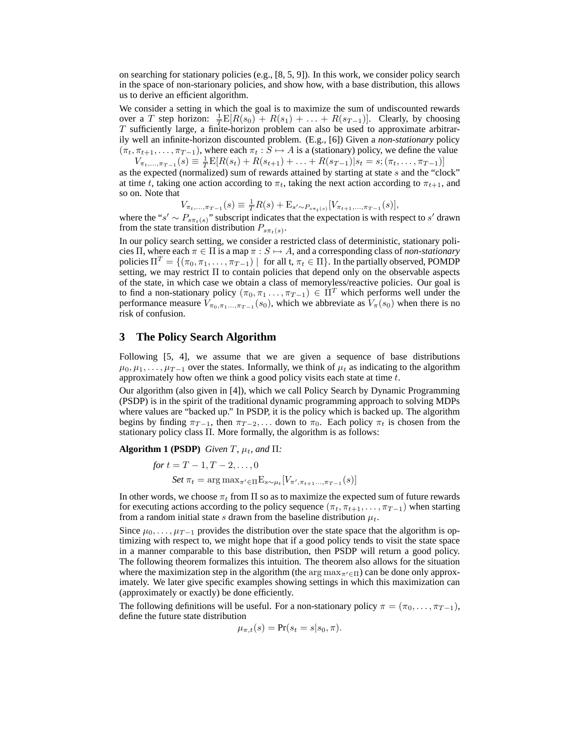on searching for stationary policies (e.g., [8, 5, 9]). In this work, we consider policy search in the space of non-starionary policies, and show how, with a base distribution, this allows us to derive an efficient algorithm.

We consider a setting in which the goal is to maximize the sum of undiscounted rewards over a $T$ step horizon: $\frac{1}{T}\mathrm{E}[R(s_0) + R(s_1) + \ldots + R(s_{T-1})]$. Clearly, by choosing $T$ sufficiently large, a finite-horizon problem can also be used to approximate arbitrarily well an infinite-horizon discounted problem. (E.g., [6]) Given a *non-stationary* policy $(\pi_t, \pi_{t+1}, \ldots, \pi_{T-1})$, where each $\pi_t : S \mapsto A$ is a (stationary) policy, we define the value

$$V_{\pi_t,\ldots,\pi_{T-1}}(s) \equiv \frac{1}{T}\mathrm{E}[R(s_t) + R(s_{t+1}) + \ldots + R(s_{T-1})|s_t = s; (\pi_t, \ldots, \pi_{T-1})]$$

as the expected (normalized) sum of rewards attained by starting at state $s$ and the "clock" at time $t$, taking one action according to $\pi_t$, taking the next action according to $\pi_{t+1}$, and so on. Note that

$$V_{\pi_t,\ldots,\pi_{T-1}}(s) \equiv \frac{1}{T}R(s) + \mathrm{E}_{s' \sim P_{s\pi_t(s)}}[V_{\pi_{t+1},\ldots,\pi_{T-1}}(s)],$$

where the "$s' \sim P_{s\pi_t(s)}$" subscript indicates that the expectation is with respect to $s'$ drawn from the state transition distribution $P_{s\pi_t(s)}$.

In our policy search setting, we consider a restricted class of deterministic, stationary policies $\Pi$, where each $\pi \in \Pi$ is a map $\pi : S \mapsto A$, and a corresponding class of *non-stationary* policies $\Pi^T = \{(\pi_0, \pi_1, \ldots, \pi_{T-1}) \mid \text{ for all t, } \pi_t \in \Pi\}$. In the partially observed, POMDP setting, we may restrict $\Pi$ to contain policies that depend only on the observable aspects of the state, in which case we obtain a class of memoryless/reactive policies. Our goal is to find a non-stationary policy $(\pi_0, \pi_1 \ldots, \pi_{T-1}) \in \Pi^T$ which performs well under the performance measure $V_{\pi_0,\pi_1\ldots,\pi_{T-1}}(s_0)$, which we abbreviate as $V_\pi(s_0)$ when there is no risk of confusion.

## 3 The Policy Search Algorithm

Following [5, 4], we assume that we are given a sequence of base distributions $\mu_0, \mu_1, \ldots, \mu_{T-1}$ over the states. Informally, we think of $\mu_t$ as indicating to the algorithm approximately how often we think a good policy visits each state at time $t$.

Our algorithm (also given in [4]), which we call Policy Search by Dynamic Programming (PSDP) is in the spirit of the traditional dynamic programming approach to solving MDPs where values are "backed up." In PSDP, it is the policy which is backed up. The algorithm begins by finding $\pi_{T-1}$, then $\pi_{T-2}, \ldots$ down to $\pi_0$. Each policy $\pi_t$ is chosen from the stationary policy class $\Pi$. More formally, the algorithm is as follows:

**Algorithm 1 (PSDP)** *Given $T$, $\mu_t$, and $\Pi$:*

*for* $t = T-1, T-2, \ldots, 0$

*Set* $\pi_t = \arg\max_{\pi' \in \Pi} \mathrm{E}_{s \sim \mu_t}[V_{\pi',\pi_{t+1}\ldots,\pi_{T-1}}(s)]$

In other words, we choose $\pi_t$ from $\Pi$ so as to maximize the expected sum of future rewards for executing actions according to the policy sequence $(\pi_t, \pi_{t+1}, \ldots, \pi_{T-1})$ when starting from a random initial state $s$ drawn from the baseline distribution $\mu_t$.

Since $\mu_0, \ldots, \mu_{T-1}$ provides the distribution over the state space that the algorithm is optimizing with respect to, we might hope that if a good policy tends to visit the state space in a manner comparable to this base distribution, then PSDP will return a good policy. The following theorem formalizes this intuition. The theorem also allows for the situation where the maximization step in the algorithm (the $\arg\max_{\pi' \in \Pi}$) can be done only approximately. We later give specific examples showing settings in which this maximization can (approximately or exactly) be done efficiently.

The following definitions will be useful. For a non-stationary policy $\pi = (\pi_0, \ldots, \pi_{T-1})$, define the future state distribution

$$\mu_{\pi,t}(s) = \Pr(s_t = s|s_0, \pi).$$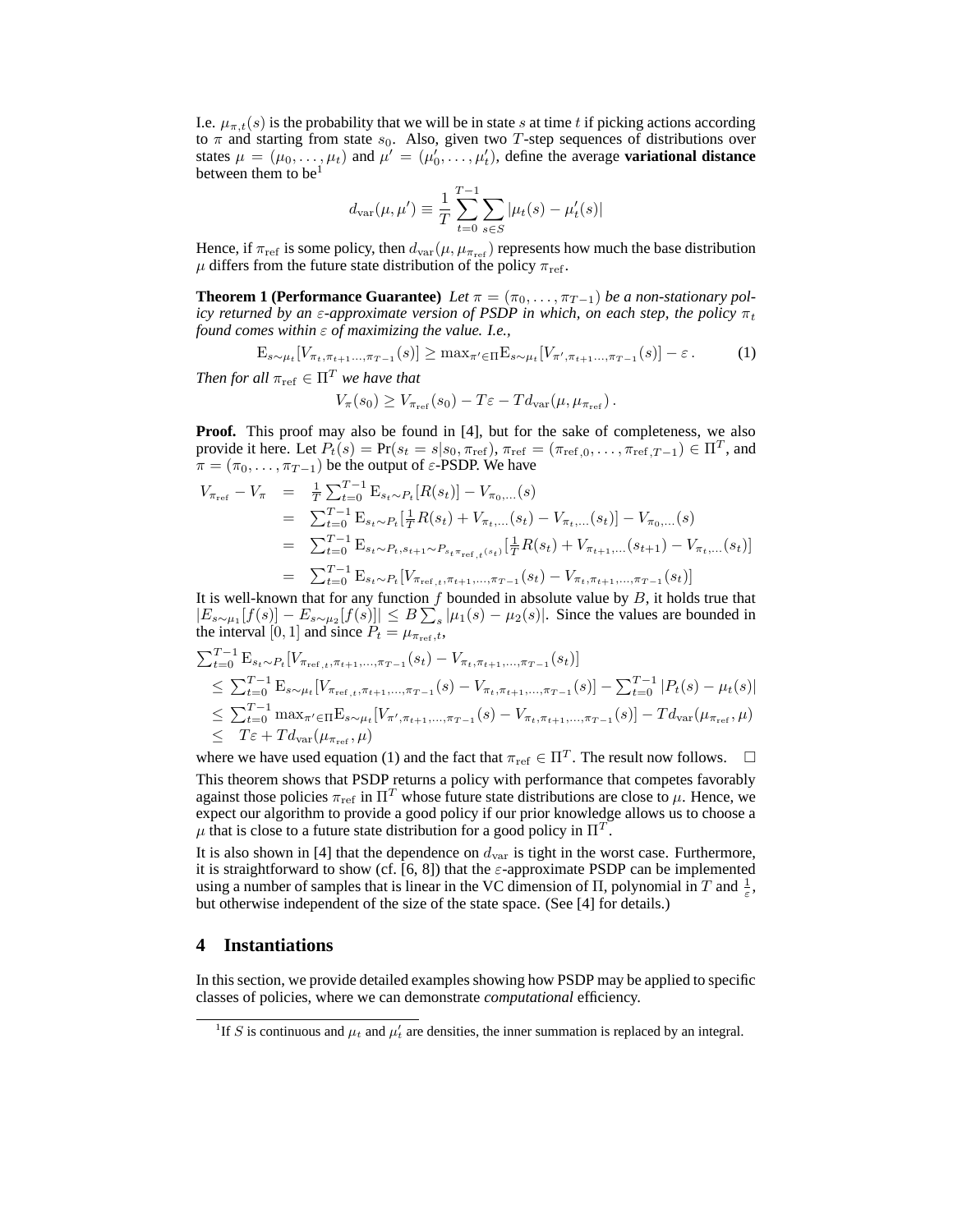I.e. $\mu_{\pi,t}(s)$ is the probability that we will be in state $s$ at time $t$ if picking actions according to $\pi$ and starting from state $s_0$. Also, given two $T$-step sequences of distributions over states $\mu = (\mu_0, \ldots, \mu_t)$ and $\mu' = (\mu'_0, \ldots, \mu'_t)$, define the average **variational distance** between them to be[1]

$$d_{\text{var}}(\mu, \mu') \equiv \frac{1}{T} \sum_{t=0}^{T-1} \sum_{s \in S} |\mu_t(s) - \mu'_t(s)|$$

Hence, if $\pi_{\text{ref}}$ is some policy, then $d_{\text{var}}(\mu, \mu_{\pi_{\text{ref}}})$ represents how much the base distribution $\mu$ differs from the future state distribution of the policy $\pi_{\text{ref}}$.

**Theorem 1 (Performance Guarantee)** *Let $\pi = (\pi_0, \ldots, \pi_{T-1})$ be a non-stationary policy returned by an $\varepsilon$-approximate version of PSDP in which, on each step, the policy $\pi_t$ found comes within $\varepsilon$ of maximizing the value. I.e.,*

$$\mathrm{E}_{s \sim \mu_t}[V_{\pi_t, \pi_{t+1} \ldots, \pi_{T-1}}(s)] \geq \max_{\pi' \in \Pi} \mathrm{E}_{s \sim \mu_t}[V_{\pi', \pi_{t+1} \ldots, \pi_{T-1}}(s)] - \varepsilon \,. \tag{1}$$

*Then for all $\pi_{\text{ref}} \in \Pi^T$ we have that*

$$V_\pi(s_0) \geq V_{\pi_{\text{ref}}}(s_0) - T\varepsilon - T d_{\text{var}}(\mu, \mu_{\pi_{\text{ref}}}) \,.$$

**Proof.** This proof may also be found in [4], but for the sake of completeness, we also provide it here. Let $P_t(s) = \Pr(s_t = s | s_0, \pi_{\text{ref}})$, $\pi_{\text{ref}} = (\pi_{\text{ref},0}, \ldots, \pi_{\text{ref},T-1}) \in \Pi^T$, and $\pi = (\pi_0, \ldots, \pi_{T-1})$ be the output of $\varepsilon$-PSDP. We have

$$\begin{aligned}
V_{\pi_{\text{ref}}} - V_\pi &= \tfrac{1}{T} \textstyle\sum_{t=0}^{T-1} \mathrm{E}_{s_t \sim P_t}[R(s_t)] - V_{\pi_0, \ldots}(s) \\
&= \textstyle\sum_{t=0}^{T-1} \mathrm{E}_{s_t \sim P_t}[\tfrac{1}{T} R(s_t) + V_{\pi_t, \ldots}(s_t) - V_{\pi_t, \ldots}(s_t)] - V_{\pi_0, \ldots}(s) \\
&= \textstyle\sum_{t=0}^{T-1} \mathrm{E}_{s_t \sim P_t, s_{t+1} \sim P_{s_t \pi_{\text{ref},t}(s_t)}}[\tfrac{1}{T} R(s_t) + V_{\pi_{t+1}, \ldots}(s_{t+1}) - V_{\pi_t, \ldots}(s_t)] \\
&= \textstyle\sum_{t=0}^{T-1} \mathrm{E}_{s_t \sim P_t}[V_{\pi_{\text{ref},t}, \pi_{t+1}, \ldots, \pi_{T-1}}(s_t) - V_{\pi_t, \pi_{t+1}, \ldots, \pi_{T-1}}(s_t)]
\end{aligned}$$

It is well-known that for any function $f$ bounded in absolute value by $B$, it holds true that $|E_{s \sim \mu_1}[f(s)] - E_{s \sim \mu_2}[f(s)]| \leq B \sum_s |\mu_1(s) - \mu_2(s)|$. Since the values are bounded in the interval $[0, 1]$ and since $P_t = \mu_{\pi_{\text{ref}}, t}$,

$$\begin{aligned}
&\textstyle\sum_{t=0}^{T-1} \mathrm{E}_{s_t \sim P_t}[V_{\pi_{\text{ref},t}, \pi_{t+1}, \ldots, \pi_{T-1}}(s_t) - V_{\pi_t, \pi_{t+1}, \ldots, \pi_{T-1}}(s_t)] \\
&\leq \textstyle\sum_{t=0}^{T-1} \mathrm{E}_{s \sim \mu_t}[V_{\pi_{\text{ref},t}, \pi_{t+1}, \ldots, \pi_{T-1}}(s) - V_{\pi_t, \pi_{t+1}, \ldots, \pi_{T-1}}(s)] - \sum_{t=0}^{T-1} |P_t(s) - \mu_t(s)| \\
&\leq \textstyle\sum_{t=0}^{T-1} \max_{\pi' \in \Pi} \mathrm{E}_{s \sim \mu_t}[V_{\pi', \pi_{t+1}, \ldots, \pi_{T-1}}(s) - V_{\pi_t, \pi_{t+1}, \ldots, \pi_{T-1}}(s)] - T d_{\text{var}}(\mu_{\pi_{\text{ref}}}, \mu) \\
&\leq \; T\varepsilon + T d_{\text{var}}(\mu_{\pi_{\text{ref}}}, \mu)
\end{aligned}$$

where we have used equation (1) and the fact that $\pi_{\text{ref}} \in \Pi^T$. The result now follows. $\square$

This theorem shows that PSDP returns a policy with performance that competes favorably against those policies $\pi_{\text{ref}}$ in $\Pi^T$ whose future state distributions are close to $\mu$. Hence, we expect our algorithm to provide a good policy if our prior knowledge allows us to choose a $\mu$ that is close to a future state distribution for a good policy in $\Pi^T$.

It is also shown in [4] that the dependence on $d_{\text{var}}$ is tight in the worst case. Furthermore, it is straightforward to show (cf. [6, 8]) that the $\varepsilon$-approximate PSDP can be implemented using a number of samples that is linear in the VC dimension of $\Pi$, polynomial in $T$ and $\frac{1}{\varepsilon}$, but otherwise independent of the size of the state space. (See [4] for details.)

## 4 Instantiations

In this section, we provide detailed examples showing how PSDP may be applied to specific classes of policies, where we can demonstrate *computational* efficiency.

---

[1] If $S$ is continuous and $\mu_t$ and $\mu'_t$ are densities, the inner summation is replaced by an integral.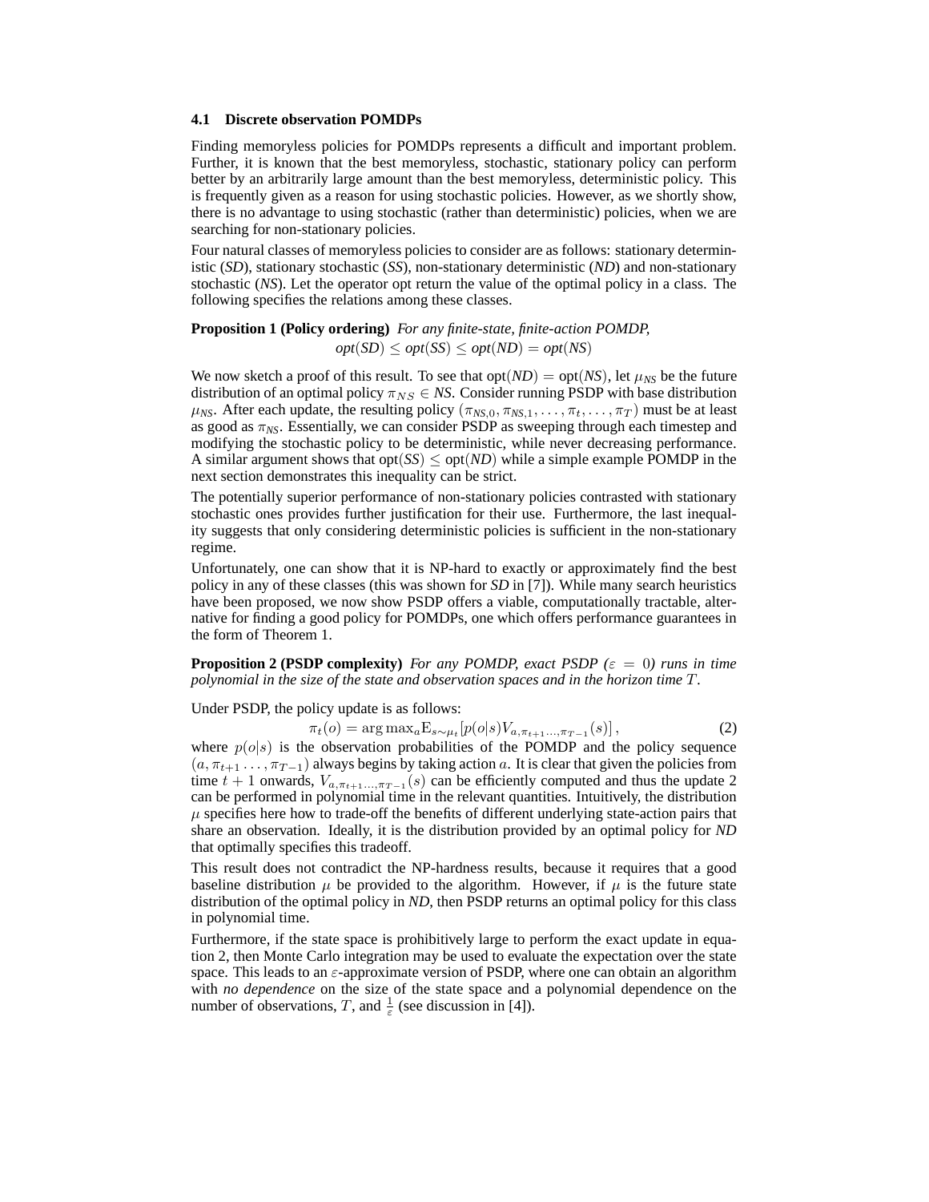### 4.1 Discrete observation POMDPs

Finding memoryless policies for POMDPs represents a difficult and important problem. Further, it is known that the best memoryless, stochastic, stationary policy can perform better by an arbitrarily large amount than the best memoryless, deterministic policy. This is frequently given as a reason for using stochastic policies. However, as we shortly show, there is no advantage to using stochastic (rather than deterministic) policies, when we are searching for non-stationary policies.

Four natural classes of memoryless policies to consider are as follows: stationary deterministic (*SD*), stationary stochastic (*SS*), non-stationary deterministic (*ND*) and non-stationary stochastic (*NS*). Let the operator opt return the value of the optimal policy in a class. The following specifies the relations among these classes.

**Proposition 1 (Policy ordering)** *For any finite-state, finite-action POMDP,*

$$\textit{opt}(\textit{SD}) \leq \textit{opt}(\textit{SS}) \leq \textit{opt}(\textit{ND}) = \textit{opt}(\textit{NS})$$

We now sketch a proof of this result. To see that opt(*ND*) = opt(*NS*), let $\mu_{NS}$ be the future distribution of an optimal policy $\pi_{NS} \in NS$. Consider running PSDP with base distribution $\mu_{NS}$. After each update, the resulting policy $(\pi_{NS,0}, \pi_{NS,1}, \ldots, \pi_t, \ldots, \pi_T)$ must be at least as good as $\pi_{NS}$. Essentially, we can consider PSDP as sweeping through each timestep and modifying the stochastic policy to be deterministic, while never decreasing performance. A similar argument shows that opt(*SS*) $\leq$ opt(*ND*) while a simple example POMDP in the next section demonstrates this inequality can be strict.

The potentially superior performance of non-stationary policies contrasted with stationary stochastic ones provides further justification for their use. Furthermore, the last inequality suggests that only considering deterministic policies is sufficient in the non-stationary regime.

Unfortunately, one can show that it is NP-hard to exactly or approximately find the best policy in any of these classes (this was shown for *SD* in [7]). While many search heuristics have been proposed, we now show PSDP offers a viable, computationally tractable, alternative for finding a good policy for POMDPs, one which offers performance guarantees in the form of Theorem 1.

**Proposition 2 (PSDP complexity)** *For any POMDP, exact PSDP ($\varepsilon = 0$) runs in time polynomial in the size of the state and observation spaces and in the horizon time $T$.*

Under PSDP, the policy update is as follows:

$$\pi_t(o) = \arg\max_a \mathrm{E}_{s \sim \mu_t}\left[p(o|s) V_{a, \pi_{t+1} \ldots, \pi_{T-1}}(s)\right], \tag{2}$$

where $p(o|s)$ is the observation probabilities of the POMDP and the policy sequence $(a, \pi_{t+1} \ldots, \pi_{T-1})$ always begins by taking action $a$. It is clear that given the policies from time $t+1$ onwards, $V_{a,\pi_{t+1} \ldots, \pi_{T-1}}(s)$ can be efficiently computed and thus the update 2 can be performed in polynomial time in the relevant quantities. Intuitively, the distribution $\mu$ specifies here how to trade-off the benefits of different underlying state-action pairs that share an observation. Ideally, it is the distribution provided by an optimal policy for *ND* that optimally specifies this tradeoff.

This result does not contradict the NP-hardness results, because it requires that a good baseline distribution $\mu$ be provided to the algorithm. However, if $\mu$ is the future state distribution of the optimal policy in *ND*, then PSDP returns an optimal policy for this class in polynomial time.

Furthermore, if the state space is prohibitively large to perform the exact update in equation 2, then Monte Carlo integration may be used to evaluate the expectation over the state space. This leads to an $\varepsilon$-approximate version of PSDP, where one can obtain an algorithm with *no dependence* on the size of the state space and a polynomial dependence on the number of observations, $T$, and $\frac{1}{\varepsilon}$ (see discussion in [4]).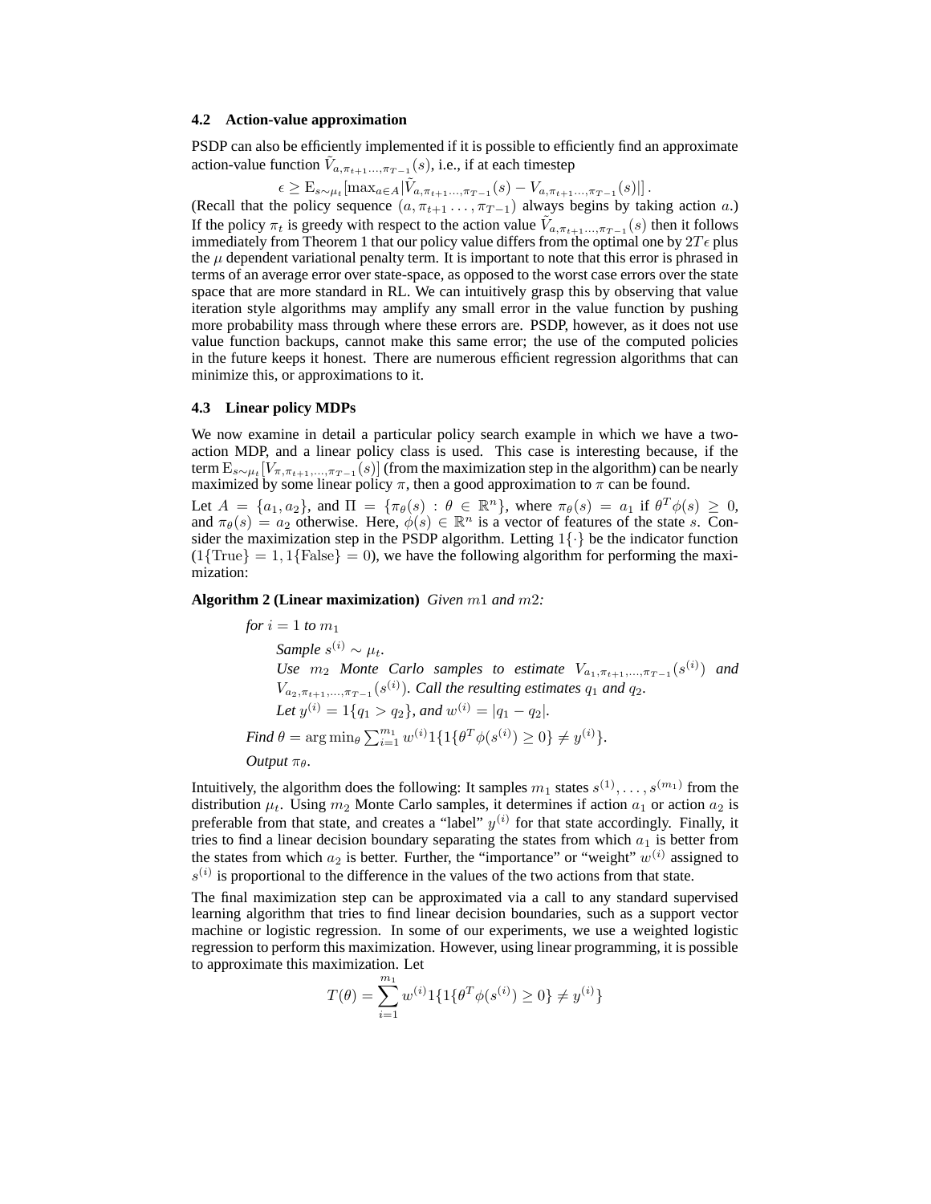### 4.2 Action-value approximation

PSDP can also be efficiently implemented if it is possible to efficiently find an approximate action-value function $\tilde{V}_{a,\pi_{t+1}\dots,\pi_{T-1}}(s)$, i.e., if at each timestep

$$\epsilon \geq \mathrm{E}_{s\sim\mu_t}[\max_{a\in A}|\tilde{V}_{a,\pi_{t+1}\dots,\pi_{T-1}}(s) - V_{a,\pi_{t+1}\dots,\pi_{T-1}}(s)|]\,.$$

(Recall that the policy sequence $(a, \pi_{t+1}\dots,\pi_{T-1})$ always begins by taking action $a$.) If the policy $\pi_t$ is greedy with respect to the action value $\tilde{V}_{a,\pi_{t+1}\dots,\pi_{T-1}}(s)$ then it follows immediately from Theorem 1 that our policy value differs from the optimal one by $2T\epsilon$ plus the $\mu$ dependent variational penalty term. It is important to note that this error is phrased in terms of an average error over state-space, as opposed to the worst case errors over the state space that are more standard in RL. We can intuitively grasp this by observing that value iteration style algorithms may amplify any small error in the value function by pushing more probability mass through where these errors are. PSDP, however, as it does not use value function backups, cannot make this same error; the use of the computed policies in the future keeps it honest. There are numerous efficient regression algorithms that can minimize this, or approximations to it.

### 4.3 Linear policy MDPs

We now examine in detail a particular policy search example in which we have a two-action MDP, and a linear policy class is used. This case is interesting because, if the term $\mathrm{E}_{s\sim\mu_t}[V_{\pi,\pi_{t+1},\dots,\pi_{T-1}}(s)]$ (from the maximization step in the algorithm) can be nearly maximized by some linear policy $\pi$, then a good approximation to $\pi$ can be found.

Let $A = \{a_1, a_2\}$, and $\Pi = \{\pi_\theta(s) : \theta \in \mathbb{R}^n\}$, where $\pi_\theta(s) = a_1$ if $\theta^T\phi(s) \geq 0$, and $\pi_\theta(s) = a_2$ otherwise. Here, $\phi(s) \in \mathbb{R}^n$ is a vector of features of the state $s$. Consider the maximization step in the PSDP algorithm. Letting $1\{\cdot\}$ be the indicator function ($1\{\text{True}\} = 1, 1\{\text{False}\} = 0$), we have the following algorithm for performing the maximization:

**Algorithm 2 (Linear maximization)** *Given $m1$ and $m2$:*

> *for $i = 1$ to $m_1$*
>
> > *Sample $s^{(i)} \sim \mu_t$.*
> >
> > *Use $m_2$ Monte Carlo samples to estimate $V_{a_1,\pi_{t+1},\dots,\pi_{T-1}}(s^{(i)})$ and $V_{a_2,\pi_{t+1},\dots,\pi_{T-1}}(s^{(i)})$. Call the resulting estimates $q_1$ and $q_2$.*
> >
> > *Let $y^{(i)} = 1\{q_1 > q_2\}$, and $w^{(i)} = |q_1 - q_2|$.*
>
> *Find $\theta = \arg\min_\theta \sum_{i=1}^{m_1} w^{(i)} 1\{1\{\theta^T\phi(s^{(i)}) \geq 0\} \neq y^{(i)}\}$.*
>
> *Output $\pi_\theta$.*

Intuitively, the algorithm does the following: It samples $m_1$ states $s^{(1)}, \dots, s^{(m_1)}$ from the distribution $\mu_t$. Using $m_2$ Monte Carlo samples, it determines if action $a_1$ or action $a_2$ is preferable from that state, and creates a "label" $y^{(i)}$ for that state accordingly. Finally, it tries to find a linear decision boundary separating the states from which $a_1$ is better from the states from which $a_2$ is better. Further, the "importance" or "weight" $w^{(i)}$ assigned to $s^{(i)}$ is proportional to the difference in the values of the two actions from that state.

The final maximization step can be approximated via a call to any standard supervised learning algorithm that tries to find linear decision boundaries, such as a support vector machine or logistic regression. In some of our experiments, we use a weighted logistic regression to perform this maximization. However, using linear programming, it is possible to approximate this maximization. Let

$$T(\theta) = \sum_{i=1}^{m_1} w^{(i)} 1\{1\{\theta^T\phi(s^{(i)}) \geq 0\} \neq y^{(i)}\}$$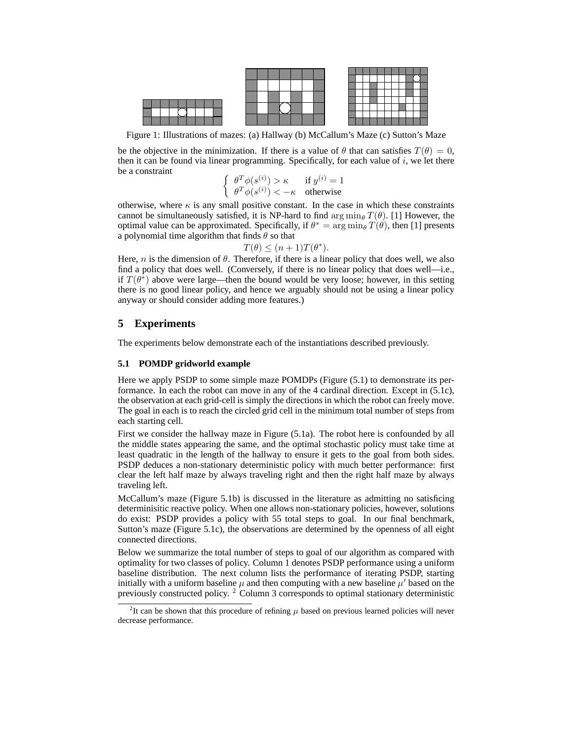Figure 1: Illustrations of mazes: (a) Hallway (b) McCallum's Maze (c) Sutton's Maze

be the objective in the minimization. If there is a value of $\theta$ that can satisfies $T(\theta) = 0$, then it can be found via linear programming. Specifically, for each value of $i$, we let there be a constraint

$$\begin{cases} \theta^T \phi(s^{(i)}) > \kappa & \text{if } y^{(i)} = 1 \\ \theta^T \phi(s^{(i)}) < -\kappa & \text{otherwise} \end{cases}$$

otherwise, where $\kappa$ is any small positive constant. In the case in which these constraints cannot be simultaneously satisfied, it is NP-hard to find $\arg\min_\theta T(\theta)$. [1] However, the optimal value can be approximated. Specifically, if $\theta^* = \arg\min_\theta T(\theta)$, then [1] presents a polynomial time algorithm that finds $\theta$ so that

$$T(\theta) \leq (n+1)T(\theta^*).$$

Here, $n$ is the dimension of $\theta$. Therefore, if there is a linear policy that does well, we also find a policy that does well. (Conversely, if there is no linear policy that does well—i.e., if $T(\theta^*)$ above were large—then the bound would be very loose; however, in this setting there is no good linear policy, and hence we arguably should not be using a linear policy anyway or should consider adding more features.)

## 5 Experiments

The experiments below demonstrate each of the instantiations described previously.

### 5.1 POMDP gridworld example

Here we apply PSDP to some simple maze POMDPs (Figure (5.1) to demonstrate its performance. In each the robot can move in any of the 4 cardinal direction. Except in (5.1c), the observation at each grid-cell is simply the directions in which the robot can freely move. The goal in each is to reach the circled grid cell in the minimum total number of steps from each starting cell.

First we consider the hallway maze in Figure (5.1a). The robot here is confounded by all the middle states appearing the same, and the optimal stochastic policy must take time at least quadratic in the length of the hallway to ensure it gets to the goal from both sides. PSDP deduces a non-stationary deterministic policy with much better performance: first clear the left half maze by always traveling right and then the right half maze by always traveling left.

McCallum's maze (Figure 5.1b) is discussed in the literature as admitting no satisficing determinisitic reactive policy. When one allows non-stationary policies, however, solutions do exist: PSDP provides a policy with 55 total steps to goal. In our final benchmark, Sutton's maze (Figure 5.1c), the observations are determined by the openness of all eight connected directions.

Below we summarize the total number of steps to goal of our algorithm as compared with optimality for two classes of policy. Column 1 denotes PSDP performance using a uniform baseline distribution. The next column lists the performance of iterating PSDP, starting initially with a uniform baseline $\mu$ and then computing with a new baseline $\mu'$ based on the previously constructed policy. [2] Column 3 corresponds to optimal stationary deterministic

[2] It can be shown that this procedure of refining $\mu$ based on previous learned policies will never decrease performance.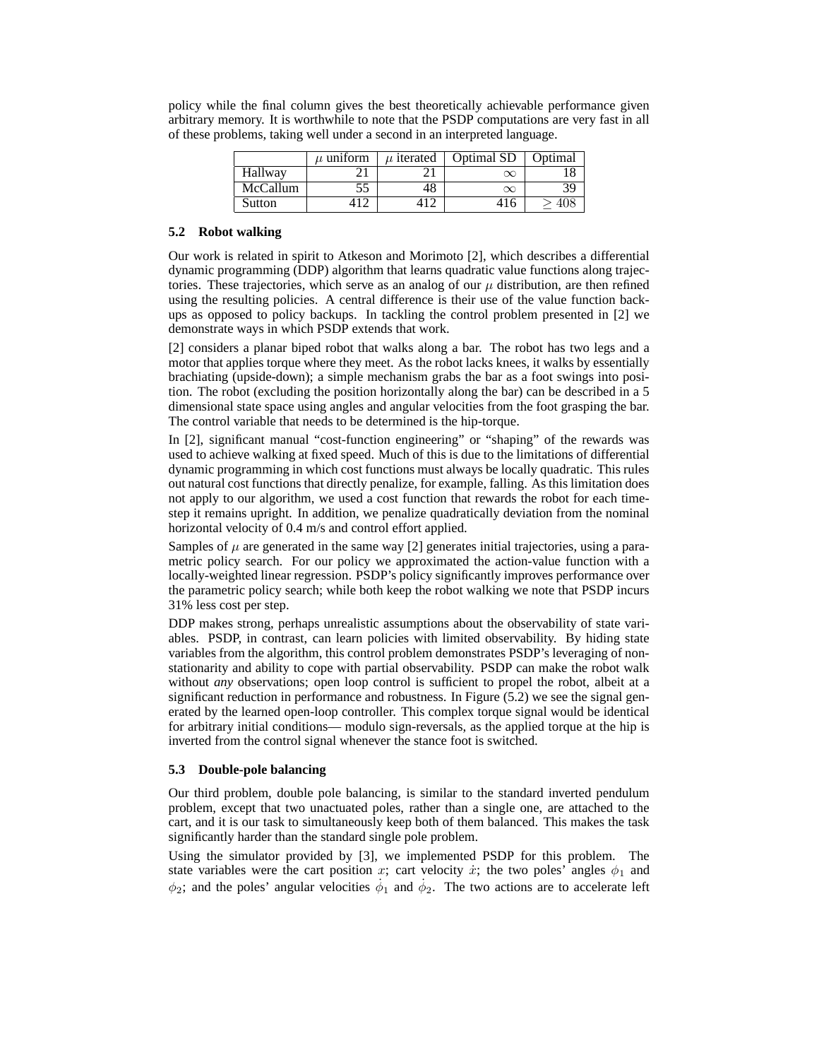policy while the final column gives the best theoretically achievable performance given arbitrary memory. It is worthwhile to note that the PSDP computations are very fast in all of these problems, taking well under a second in an interpreted language.

| | $\mu$ uniform | $\mu$ iterated | Optimal SD | Optimal |
|---|---|---|---|---|
| Hallway | 21 | 21 | $\infty$ | 18 |
| McCallum | 55 | 48 | $\infty$ | 39 |
| Sutton | 412 | 412 | 416 | $\geq 408$ |

### 5.2 Robot walking

Our work is related in spirit to Atkeson and Morimoto [2], which describes a differential dynamic programming (DDP) algorithm that learns quadratic value functions along trajectories. These trajectories, which serve as an analog of our $\mu$ distribution, are then refined using the resulting policies. A central difference is their use of the value function backups as opposed to policy backups. In tackling the control problem presented in [2] we demonstrate ways in which PSDP extends that work.

[2] considers a planar biped robot that walks along a bar. The robot has two legs and a motor that applies torque where they meet. As the robot lacks knees, it walks by essentially brachiating (upside-down); a simple mechanism grabs the bar as a foot swings into position. The robot (excluding the position horizontally along the bar) can be described in a 5 dimensional state space using angles and angular velocities from the foot grasping the bar. The control variable that needs to be determined is the hip-torque.

In [2], significant manual "cost-function engineering" or "shaping" of the rewards was used to achieve walking at fixed speed. Much of this is due to the limitations of differential dynamic programming in which cost functions must always be locally quadratic. This rules out natural cost functions that directly penalize, for example, falling. As this limitation does not apply to our algorithm, we used a cost function that rewards the robot for each timestep it remains upright. In addition, we penalize quadratically deviation from the nominal horizontal velocity of 0.4 m/s and control effort applied.

Samples of $\mu$ are generated in the same way [2] generates initial trajectories, using a parametric policy search. For our policy we approximated the action-value function with a locally-weighted linear regression. PSDP's policy significantly improves performance over the parametric policy search; while both keep the robot walking we note that PSDP incurs 31% less cost per step.

DDP makes strong, perhaps unrealistic assumptions about the observability of state variables. PSDP, in contrast, can learn policies with limited observability. By hiding state variables from the algorithm, this control problem demonstrates PSDP's leveraging of nonstationarity and ability to cope with partial observability. PSDP can make the robot walk without *any* observations; open loop control is sufficient to propel the robot, albeit at a significant reduction in performance and robustness. In Figure (5.2) we see the signal generated by the learned open-loop controller. This complex torque signal would be identical for arbitrary initial conditions— modulo sign-reversals, as the applied torque at the hip is inverted from the control signal whenever the stance foot is switched.

### 5.3 Double-pole balancing

Our third problem, double pole balancing, is similar to the standard inverted pendulum problem, except that two unactuated poles, rather than a single one, are attached to the cart, and it is our task to simultaneously keep both of them balanced. This makes the task significantly harder than the standard single pole problem.

Using the simulator provided by [3], we implemented PSDP for this problem. The state variables were the cart position $x$; cart velocity $\dot{x}$; the two poles' angles $\phi_1$ and $\phi_2$; and the poles' angular velocities $\dot{\phi}_1$ and $\dot{\phi}_2$. The two actions are to accelerate left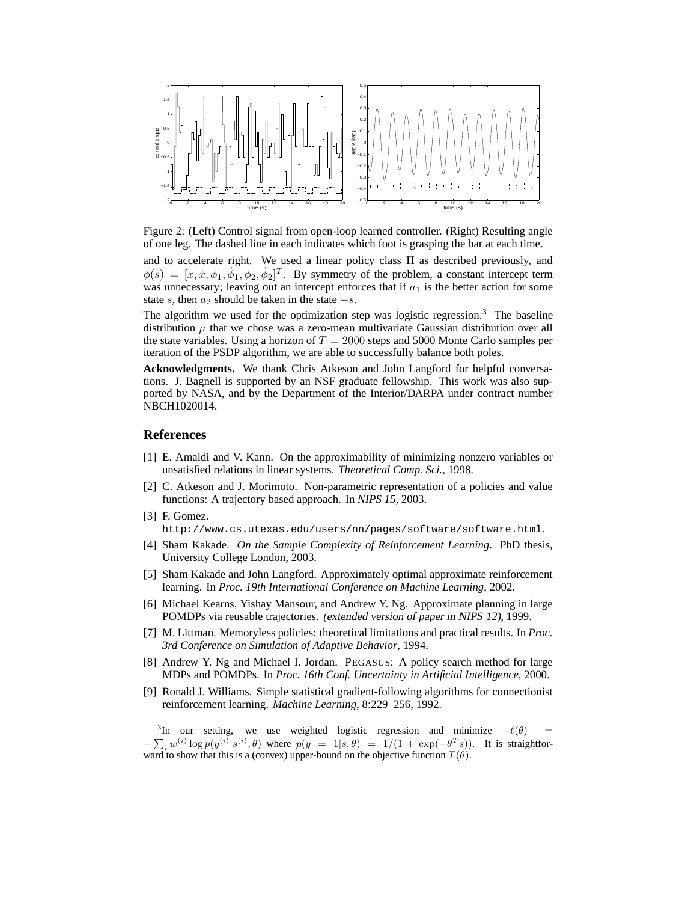control torque

2
1.5
1
0.5
0
−0.5
−1
−1.5
−2

0 2 4 6 8 10 12 14 16 18 20

time (s)

angle (rad)

0.5
0.4
0.3
0.2
0.1
0
−0.1
−0.2
−0.3
−0.4
−0.5

0 2 4 6 8 10 12 14 16 18 20

time (s)

Figure 2: (Left) Control signal from open-loop learned controller. (Right) Resulting angle of one leg. The dashed line in each indicates which foot is grasping the bar at each time.

and to accelerate right. We used a linear policy class $\Pi$ as described previously, and $\phi(s) = [x, \dot{x}, \phi_1, \dot{\phi}_1, \phi_2, \dot{\phi}_2]^T$. By symmetry of the problem, a constant intercept term was unnecessary; leaving out an intercept enforces that if $a_1$ is the better action for some state $s$, then $a_2$ should be taken in the state $-s$.

The algorithm we used for the optimization step was logistic regression.[3] The baseline distribution $\mu$ that we chose was a zero-mean multivariate Gaussian distribution over all the state variables. Using a horizon of $T = 2000$ steps and 5000 Monte Carlo samples per iteration of the PSDP algorithm, we are able to successfully balance both poles.

**Acknowledgments.** We thank Chris Atkeson and John Langford for helpful conversations. J. Bagnell is supported by an NSF graduate fellowship. This work was also supported by NASA, and by the Department of the Interior/DARPA under contract number NBCH1020014.

## References

[1] E. Amaldi and V. Kann. On the approximability of minimizing nonzero variables or unsatisfied relations in linear systems. *Theoretical Comp. Sci.*, 1998.

[2] C. Atkeson and J. Morimoto. Non-parametric representation of a policies and value functions: A trajectory based approach. In *NIPS 15*, 2003.

[3] F. Gomez. http://www.cs.utexas.edu/users/nn/pages/software/software.html.

[4] Sham Kakade. *On the Sample Complexity of Reinforcement Learning*. PhD thesis, University College London, 2003.

[5] Sham Kakade and John Langford. Approximately optimal approximate reinforcement learning. In *Proc. 19th International Conference on Machine Learning*, 2002.

[6] Michael Kearns, Yishay Mansour, and Andrew Y. Ng. Approximate planning in large POMDPs via reusable trajectories. *(extended version of paper in NIPS 12)*, 1999.

[7] M. Littman. Memoryless policies: theoretical limitations and practical results. In *Proc. 3rd Conference on Simulation of Adaptive Behavior*, 1994.

[8] Andrew Y. Ng and Michael I. Jordan. PEGASUS: A policy search method for large MDPs and POMDPs. In *Proc. 16th Conf. Uncertainty in Artificial Intelligence*, 2000.

[9] Ronald J. Williams. Simple statistical gradient-following algorithms for connectionist reinforcement learning. *Machine Learning*, 8:229–256, 1992.

---

[3] In our setting, we use weighted logistic regression and minimize $-\ell(\theta) = -\sum_i w^{(i)} \log p(y^{(i)}|s^{(i)}, \theta)$ where $p(y = 1|s, \theta) = 1/(1 + \exp(-\theta^T s))$. It is straightforward to show that this is a (convex) upper-bound on the objective function $T(\theta)$.